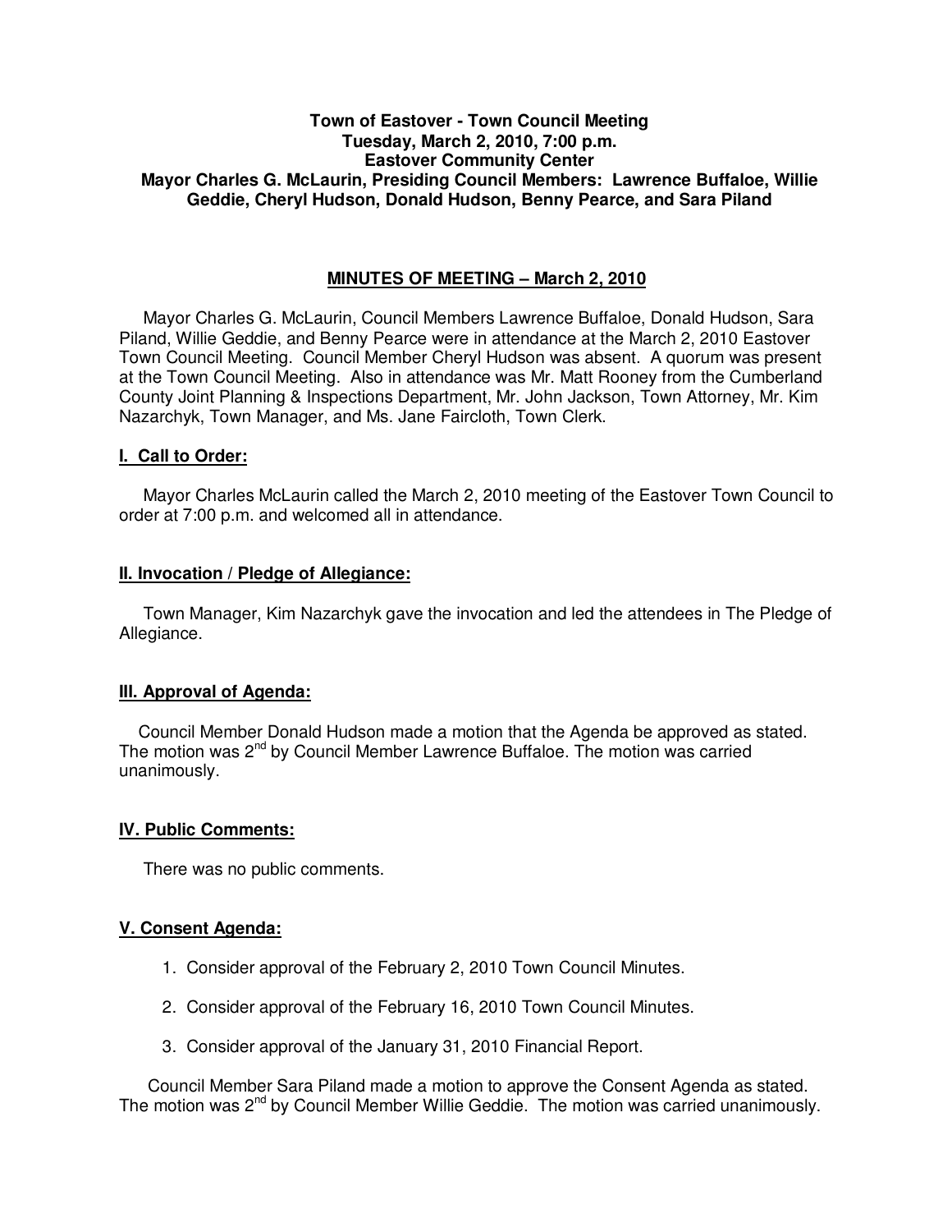**Town of Eastover - Town Council Meeting**
**Tuesday, March 2, 2010, 7:00 p.m.**
**Eastover Community Center**
**Mayor Charles G. McLaurin, Presiding Council Members: Lawrence Buffaloe, Willie Geddie, Cheryl Hudson, Donald Hudson, Benny Pearce, and Sara Piland**

## MINUTES OF MEETING – March 2, 2010

Mayor Charles G. McLaurin, Council Members Lawrence Buffaloe, Donald Hudson, Sara Piland, Willie Geddie, and Benny Pearce were in attendance at the March 2, 2010 Eastover Town Council Meeting. Council Member Cheryl Hudson was absent. A quorum was present at the Town Council Meeting. Also in attendance was Mr. Matt Rooney from the Cumberland County Joint Planning & Inspections Department, Mr. John Jackson, Town Attorney, Mr. Kim Nazarchyk, Town Manager, and Ms. Jane Faircloth, Town Clerk.

### I. Call to Order:

Mayor Charles McLaurin called the March 2, 2010 meeting of the Eastover Town Council to order at 7:00 p.m. and welcomed all in attendance.

### II. Invocation / Pledge of Allegiance:

Town Manager, Kim Nazarchyk gave the invocation and led the attendees in The Pledge of Allegiance.

### III. Approval of Agenda:

Council Member Donald Hudson made a motion that the Agenda be approved as stated. The motion was 2nd by Council Member Lawrence Buffaloe. The motion was carried unanimously.

### IV. Public Comments:

There was no public comments.

### V. Consent Agenda:

1. Consider approval of the February 2, 2010 Town Council Minutes.

2. Consider approval of the February 16, 2010 Town Council Minutes.

3. Consider approval of the January 31, 2010 Financial Report.

Council Member Sara Piland made a motion to approve the Consent Agenda as stated. The motion was 2nd by Council Member Willie Geddie. The motion was carried unanimously.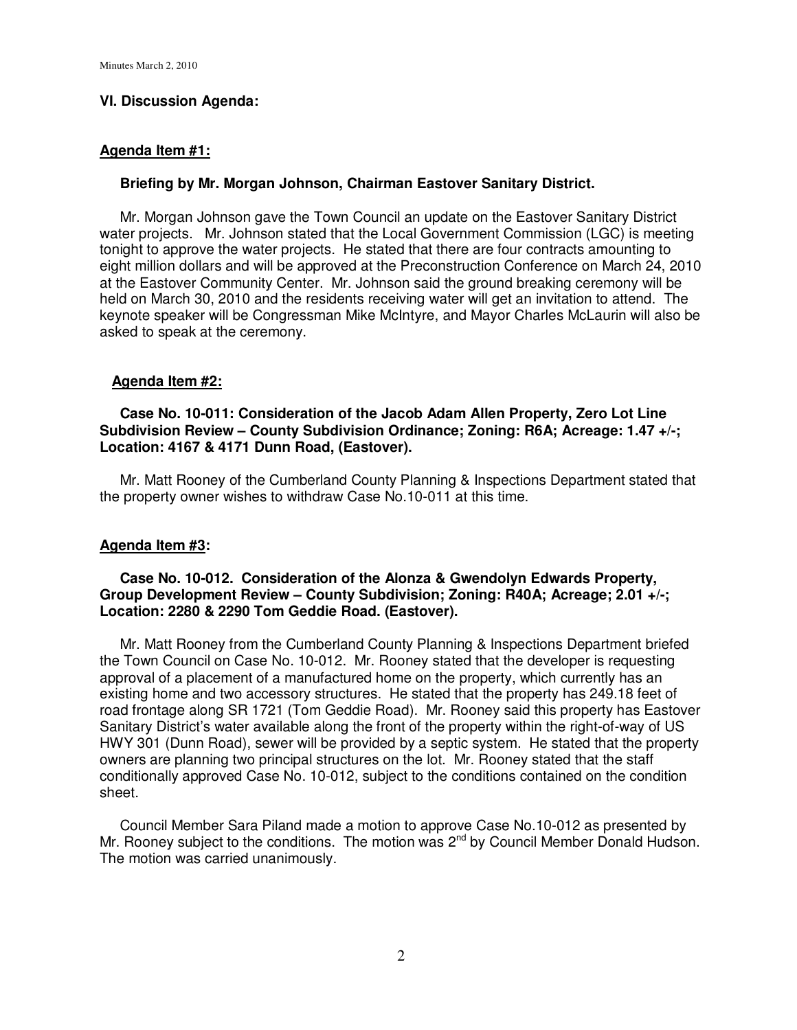## VI. Discussion Agenda:

### Agenda Item #1:

**Briefing by Mr. Morgan Johnson, Chairman Eastover Sanitary District.**

Mr. Morgan Johnson gave the Town Council an update on the Eastover Sanitary District water projects. Mr. Johnson stated that the Local Government Commission (LGC) is meeting tonight to approve the water projects. He stated that there are four contracts amounting to eight million dollars and will be approved at the Preconstruction Conference on March 24, 2010 at the Eastover Community Center. Mr. Johnson said the ground breaking ceremony will be held on March 30, 2010 and the residents receiving water will get an invitation to attend. The keynote speaker will be Congressman Mike McIntyre, and Mayor Charles McLaurin will also be asked to speak at the ceremony.

### Agenda Item #2:

**Case No. 10-011: Consideration of the Jacob Adam Allen Property, Zero Lot Line Subdivision Review – County Subdivision Ordinance; Zoning: R6A; Acreage: 1.47 +/-; Location: 4167 & 4171 Dunn Road, (Eastover).**

Mr. Matt Rooney of the Cumberland County Planning & Inspections Department stated that the property owner wishes to withdraw Case No.10-011 at this time.

### Agenda Item #3:

**Case No. 10-012. Consideration of the Alonza & Gwendolyn Edwards Property, Group Development Review – County Subdivision; Zoning: R40A; Acreage; 2.01 +/-; Location: 2280 & 2290 Tom Geddie Road. (Eastover).**

Mr. Matt Rooney from the Cumberland County Planning & Inspections Department briefed the Town Council on Case No. 10-012. Mr. Rooney stated that the developer is requesting approval of a placement of a manufactured home on the property, which currently has an existing home and two accessory structures. He stated that the property has 249.18 feet of road frontage along SR 1721 (Tom Geddie Road). Mr. Rooney said this property has Eastover Sanitary District's water available along the front of the property within the right-of-way of US HWY 301 (Dunn Road), sewer will be provided by a septic system. He stated that the property owners are planning two principal structures on the lot. Mr. Rooney stated that the staff conditionally approved Case No. 10-012, subject to the conditions contained on the condition sheet.

Council Member Sara Piland made a motion to approve Case No.10-012 as presented by Mr. Rooney subject to the conditions. The motion was 2nd by Council Member Donald Hudson. The motion was carried unanimously.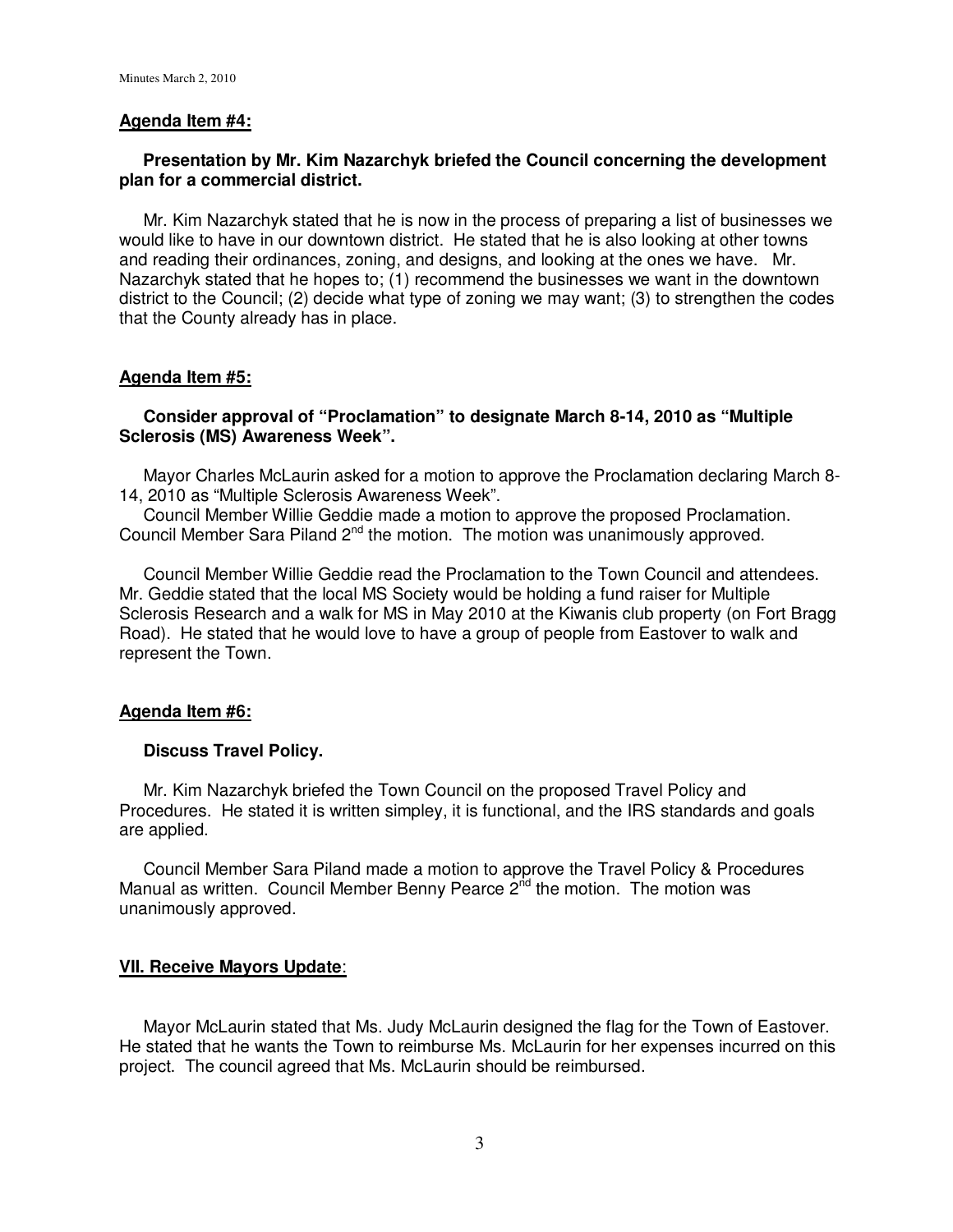**Agenda Item #4:**

**Presentation by Mr. Kim Nazarchyk briefed the Council concerning the development plan for a commercial district.**

Mr. Kim Nazarchyk stated that he is now in the process of preparing a list of businesses we would like to have in our downtown district. He stated that he is also looking at other towns and reading their ordinances, zoning, and designs, and looking at the ones we have. Mr. Nazarchyk stated that he hopes to; (1) recommend the businesses we want in the downtown district to the Council; (2) decide what type of zoning we may want; (3) to strengthen the codes that the County already has in place.

**Agenda Item #5:**

**Consider approval of "Proclamation" to designate March 8-14, 2010 as "Multiple Sclerosis (MS) Awareness Week".**

Mayor Charles McLaurin asked for a motion to approve the Proclamation declaring March 8-14, 2010 as "Multiple Sclerosis Awareness Week".

Council Member Willie Geddie made a motion to approve the proposed Proclamation. Council Member Sara Piland 2nd the motion. The motion was unanimously approved.

Council Member Willie Geddie read the Proclamation to the Town Council and attendees. Mr. Geddie stated that the local MS Society would be holding a fund raiser for Multiple Sclerosis Research and a walk for MS in May 2010 at the Kiwanis club property (on Fort Bragg Road). He stated that he would love to have a group of people from Eastover to walk and represent the Town.

**Agenda Item #6:**

**Discuss Travel Policy.**

Mr. Kim Nazarchyk briefed the Town Council on the proposed Travel Policy and Procedures. He stated it is written simpley, it is functional, and the IRS standards and goals are applied.

Council Member Sara Piland made a motion to approve the Travel Policy & Procedures Manual as written. Council Member Benny Pearce 2nd the motion. The motion was unanimously approved.

**VII. Receive Mayors Update:**

Mayor McLaurin stated that Ms. Judy McLaurin designed the flag for the Town of Eastover. He stated that he wants the Town to reimburse Ms. McLaurin for her expenses incurred on this project. The council agreed that Ms. McLaurin should be reimbursed.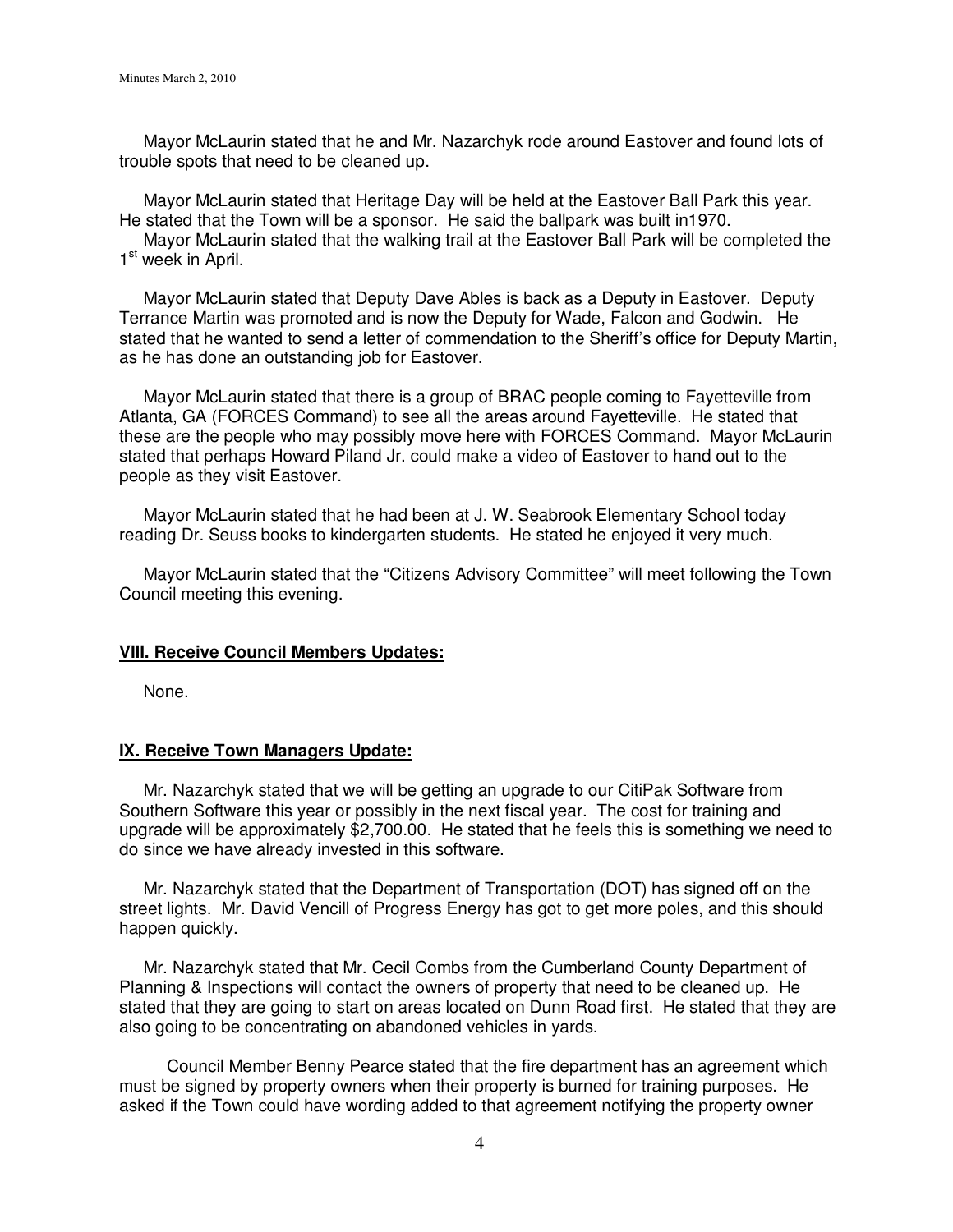Mayor McLaurin stated that he and Mr. Nazarchyk rode around Eastover and found lots of trouble spots that need to be cleaned up.

Mayor McLaurin stated that Heritage Day will be held at the Eastover Ball Park this year. He stated that the Town will be a sponsor. He said the ballpark was built in1970.

Mayor McLaurin stated that the walking trail at the Eastover Ball Park will be completed the 1st week in April.

Mayor McLaurin stated that Deputy Dave Ables is back as a Deputy in Eastover. Deputy Terrance Martin was promoted and is now the Deputy for Wade, Falcon and Godwin. He stated that he wanted to send a letter of commendation to the Sheriff's office for Deputy Martin, as he has done an outstanding job for Eastover.

Mayor McLaurin stated that there is a group of BRAC people coming to Fayetteville from Atlanta, GA (FORCES Command) to see all the areas around Fayetteville. He stated that these are the people who may possibly move here with FORCES Command. Mayor McLaurin stated that perhaps Howard Piland Jr. could make a video of Eastover to hand out to the people as they visit Eastover.

Mayor McLaurin stated that he had been at J. W. Seabrook Elementary School today reading Dr. Seuss books to kindergarten students. He stated he enjoyed it very much.

Mayor McLaurin stated that the "Citizens Advisory Committee" will meet following the Town Council meeting this evening.

**VIII. Receive Council Members Updates:**

None.

**IX. Receive Town Managers Update:**

Mr. Nazarchyk stated that we will be getting an upgrade to our CitiPak Software from Southern Software this year or possibly in the next fiscal year. The cost for training and upgrade will be approximately $2,700.00. He stated that he feels this is something we need to do since we have already invested in this software.

Mr. Nazarchyk stated that the Department of Transportation (DOT) has signed off on the street lights. Mr. David Vencill of Progress Energy has got to get more poles, and this should happen quickly.

Mr. Nazarchyk stated that Mr. Cecil Combs from the Cumberland County Department of Planning & Inspections will contact the owners of property that need to be cleaned up. He stated that they are going to start on areas located on Dunn Road first. He stated that they are also going to be concentrating on abandoned vehicles in yards.

Council Member Benny Pearce stated that the fire department has an agreement which must be signed by property owners when their property is burned for training purposes. He asked if the Town could have wording added to that agreement notifying the property owner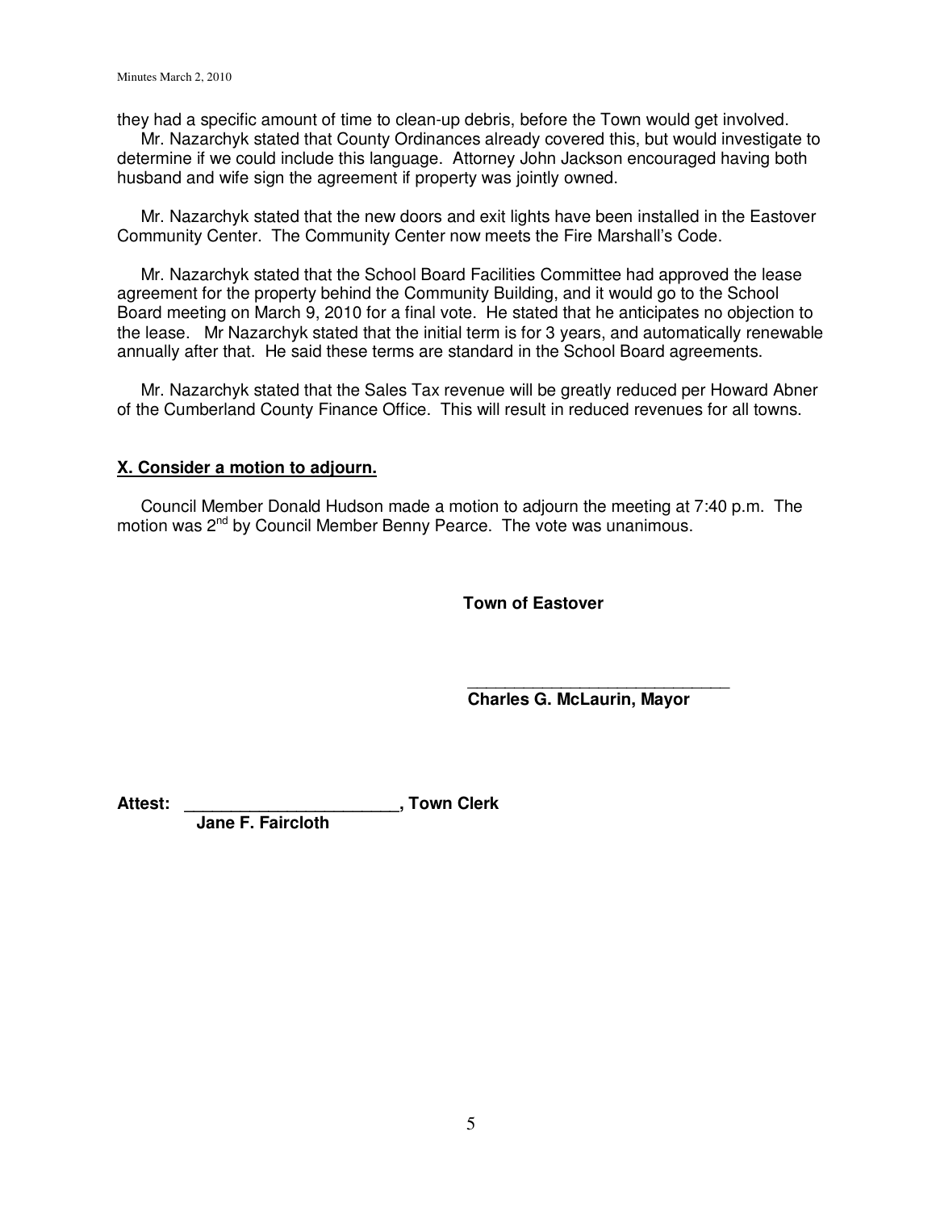they had a specific amount of time to clean-up debris, before the Town would get involved.

Mr. Nazarchyk stated that County Ordinances already covered this, but would investigate to determine if we could include this language. Attorney John Jackson encouraged having both husband and wife sign the agreement if property was jointly owned.

Mr. Nazarchyk stated that the new doors and exit lights have been installed in the Eastover Community Center. The Community Center now meets the Fire Marshall's Code.

Mr. Nazarchyk stated that the School Board Facilities Committee had approved the lease agreement for the property behind the Community Building, and it would go to the School Board meeting on March 9, 2010 for a final vote. He stated that he anticipates no objection to the lease. Mr Nazarchyk stated that the initial term is for 3 years, and automatically renewable annually after that. He said these terms are standard in the School Board agreements.

Mr. Nazarchyk stated that the Sales Tax revenue will be greatly reduced per Howard Abner of the Cumberland County Finance Office. This will result in reduced revenues for all towns.

**X. Consider a motion to adjourn.**

Council Member Donald Hudson made a motion to adjourn the meeting at 7:40 p.m. The motion was 2nd by Council Member Benny Pearce. The vote was unanimous.

**Town of Eastover**

______________________________
**Charles G. McLaurin, Mayor**

**Attest: _______________________, Town Clerk**
**Jane F. Faircloth**